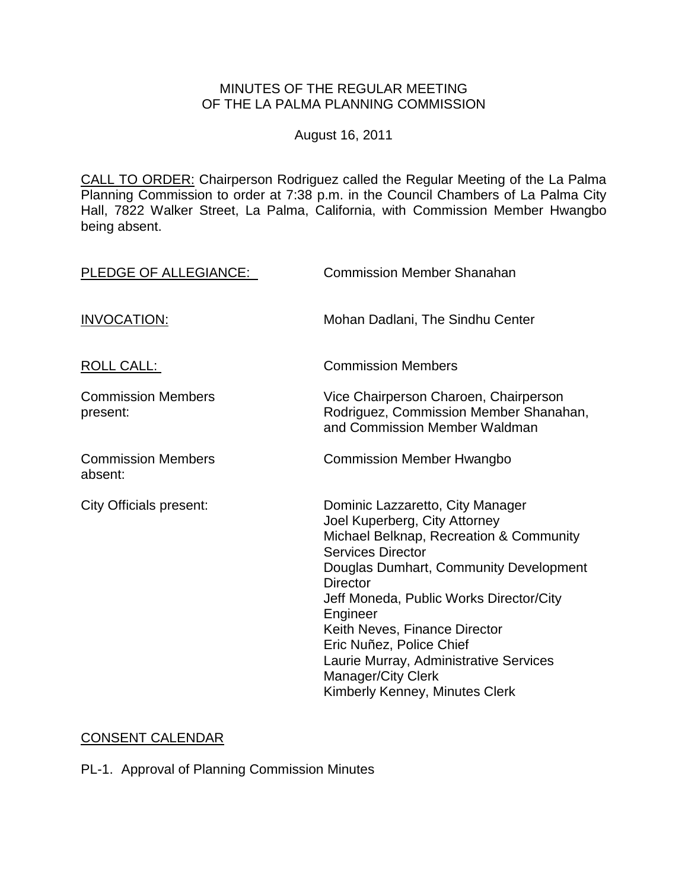MINUTES OF THE REGULAR MEETING
OF THE LA PALMA PLANNING COMMISSION

August 16, 2011

CALL TO ORDER: Chairperson Rodriguez called the Regular Meeting of the La Palma Planning Commission to order at 7:38 p.m. in the Council Chambers of La Palma City Hall, 7822 Walker Street, La Palma, California, with Commission Member Hwangbo being absent.

PLEDGE OF ALLEGIANCE: Commission Member Shanahan

INVOCATION: Mohan Dadlani, The Sindhu Center

ROLL CALL: Commission Members

Commission Members present: Vice Chairperson Charoen, Chairperson Rodriguez, Commission Member Shanahan, and Commission Member Waldman

Commission Members absent: Commission Member Hwangbo

City Officials present:
- Dominic Lazzaretto, City Manager
- Joel Kuperberg, City Attorney
- Michael Belknap, Recreation & Community Services Director
- Douglas Dumhart, Community Development Director
- Jeff Moneda, Public Works Director/City Engineer
- Keith Neves, Finance Director
- Eric Nuñez, Police Chief
- Laurie Murray, Administrative Services Manager/City Clerk
- Kimberly Kenney, Minutes Clerk

CONSENT CALENDAR

PL-1. Approval of Planning Commission Minutes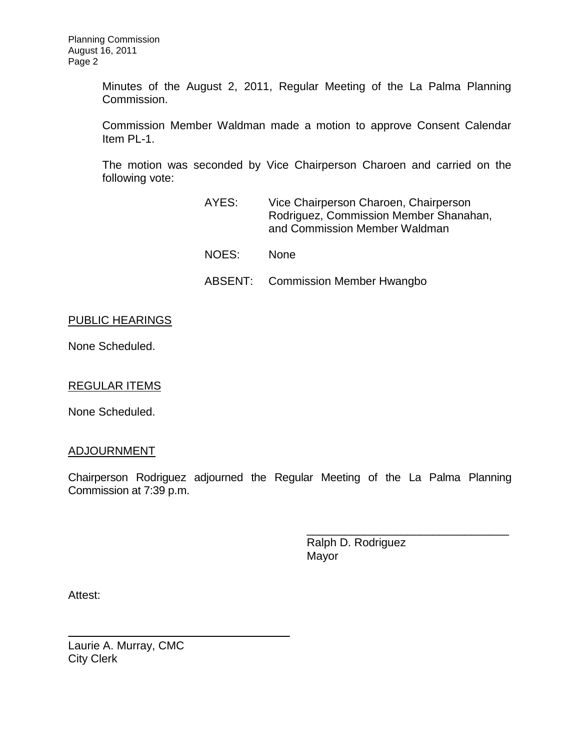Minutes of the August 2, 2011, Regular Meeting of the La Palma Planning Commission.

Commission Member Waldman made a motion to approve Consent Calendar Item PL-1.

The motion was seconded by Vice Chairperson Charoen and carried on the following vote:

AYES: Vice Chairperson Charoen, Chairperson Rodriguez, Commission Member Shanahan, and Commission Member Waldman

NOES: None

ABSENT: Commission Member Hwangbo

## PUBLIC HEARINGS

None Scheduled.

## REGULAR ITEMS

None Scheduled.

## ADJOURNMENT

Chairperson Rodriguez adjourned the Regular Meeting of the La Palma Planning Commission at 7:39 p.m.

\_\_\_\_\_\_\_\_\_\_\_\_\_\_\_\_\_\_\_\_\_\_\_\_\_\_\_\_\_\_\_\_

Ralph D. Rodriguez
Mayor

Attest:

\_\_\_\_\_\_\_\_\_\_\_\_\_\_\_\_\_\_\_\_\_\_\_\_\_\_\_\_\_\_\_\_

Laurie A. Murray, CMC
City Clerk